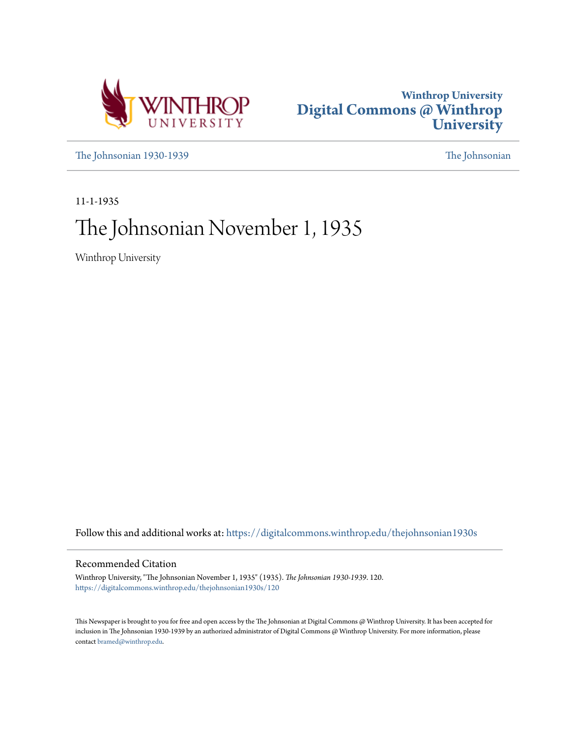Winthrop University
# Digital Commons @ Winthrop University

The Johnsonian 1930-1939

The Johnsonian

11-1-1935

# The Johnsonian November 1, 1935

Winthrop University

Follow this and additional works at: https://digitalcommons.winthrop.edu/thejohnsonian1930s

## Recommended Citation

Winthrop University, "The Johnsonian November 1, 1935" (1935). *The Johnsonian 1930-1939*. 120.
https://digitalcommons.winthrop.edu/thejohnsonian1930s/120

This Newspaper is brought to you for free and open access by the The Johnsonian at Digital Commons @ Winthrop University. It has been accepted for inclusion in The Johnsonian 1930-1939 by an authorized administrator of Digital Commons @ Winthrop University. For more information, please contact bramed@winthrop.edu.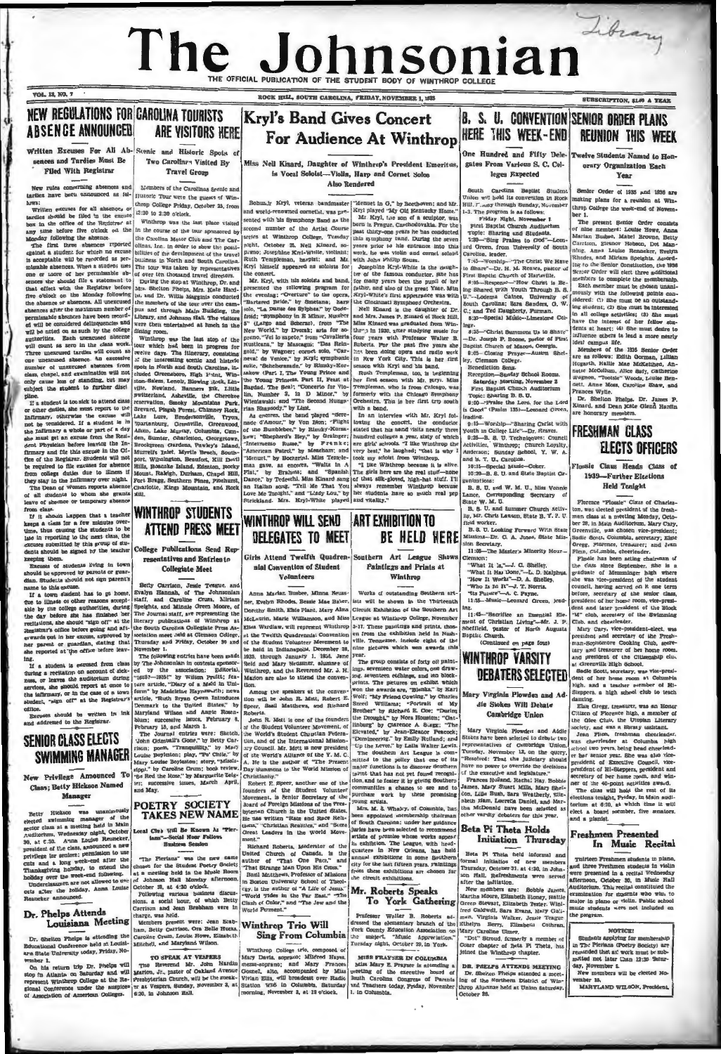# The Johnsonian

THE OFFICIAL PUBLICATION OF THE STUDENT BODY OF WINTHROP COLLEGE

VOL. 13, NO. 7 — ROCK HILL, SOUTH CAROLINA, FRIDAY, NOVEMBER 1, 1935 — SUBSCRIPTION, $1.00 A YEAR

## NEW REGULATIONS FOR ABSENCE ANNOUNCED

### Written Excuses For All Absences and Tardies Must Be Filed With Registrar

New rules concerning absences and tardies have been announced as follows:

Written excuses for all absences or tardies should be filed in the excuse box in the office of the Registrar at any time before five o'clock on the Monday following the absence.

The first three absences reported against a student for which no excuse is acceptable will be recorded as permissable absences. When a student uses one or more of her permissable absences she should file a statement to that effect with the Registrar before five o'clock on the Monday following the absence of absences. All unexcused absences after the maximum number of permissable absences have been recorded will be considered delinquencies and will be acted on as such by the college authorities. Each unexcused absence will count as zero in the class work. Three unexcused tardies will count as one unexcused absence. An excessive number of unexcused absences from class, chapel, and examination will not only cause loss of standing, but may subject the student to further discipline.

If a student is too sick to attend class or other duties, she must report to the Infirmary, otherwise the excuse will not be considered. If a student is in the infirmary a whole or part of a day she must get an excuse from the Resident Physician before leaving the Infirmary and file this excuse in the Office of the Registrar. Students will not be required to file excuses for absence from college duties due to illness if they stay in the infirmary over night.

The Dean of Women reports absence of all students to whom she grants leave of absence or temporary absence from class.

If it should happen that a teacher keeps a class for a few minutes overtime, thus causing the students to be late in reporting to the next class, the excuses submitted by this group of students should be signed by the teacher keeping them.

Excuses of students living in town should be approved by parents or guardian. Students should not sign parent's name to this excuse.

If a town student has to go home due to illness or other reasons acceptable by the college authorities, during the day before she has finished her recitations, she should "sign off" at the Registrar's office before going and afterwards put in her excuse, approved by her parent or guardian, stating that she reported at the office before leaving.

If a student is excused from class during a recitation on account of sickness, or leaves the auditorium during services, she should report at once to the infirmary, or in the case of a town student, "sign off" at the Registrar's office.

Excuses should be written in ink and addressed to the Registrar.

## SENIOR CLASS ELECTS SWIMMING MANAGER

### New Privilege Announced To Class; Betty Hickson Named Manager

Betty Hickson was unanimously elected swimming manager of the senior class at a meeting held in Main Auditorium, Wednesday night, October 30, at 6:30. Anne Louise Renneker, president of the class, announced a new privilege for seniors: permission to use cuts and a long week-end after the Thanksgiving holiday, to extend the holiday over the week-end following. Underclassmen are not allowed to use cuts after the holiday, Anna Louise Renneker announced.

## Dr. Phelps Attends Louisiana Meeting

Dr. Shelton Phelps is attending the Educational Conference held at Louisiana State University today, Friday, November 1.

On his return trip Dr. Phelps will stop in Atlanta on Saturday and will represent Winthrop College at the Regional Conference under the auspices of Association of American Colleges.

## CAROLINA TOURISTS ARE VISITORS HERE

### Scenic and Historic Spots of Two Carolinas Visited By Travel Group

Members of the Carolinas Scenic and Historic Tour were the guests of Winthrop College Friday, October 25, from 12:30 to 2:30 o'clock.

Winthrop was the last place visited in the course of the tour sponsored by the Carolina Motor Club and The Carolinas, Inc. in order to show the possibilities of the development of the travel business in North and South Carolina. The tour was taken by representatives of over ten thousand travel directors.

During the stop at Winthrop, Dr. and Mrs. Shelton Phelps, Mrs. Kate Hardin, and Dr. Willis Magginis conducted the members of the tour over the campus and through Main Building, the Library, and Johnson Hall. The visitors were then entertained at lunch in the dining room.

Winthrop was the last stop of the tour which had been in progress for twelve days. The itinerary, consisting of the interesting scenic and historic spots in North and South Carolina, included Greensboro, High Point, Winston-Salem, Lenoir, Blowing Rock, Linville, Newland, Banners Elk, Little Switzerland, Asheville, the Cherokee reservation, Smoky Mountains Park, Brevard, Pisgah Forest, Chimney Rock, Lake Lure, Hendersonville, Tryon, Spartanburg, Greenville, Greenwood, Aiken, Lake Murray, Columbia, Camden, Sumter, Charleston, Georgetown, Brookgreen Gardens, Pawley's Island, Murrells Inlet, Myrtle Beach, Southport, Wilmington, Beaufort, Hill Devil Hills, Roanoke Island, Edenton, Rocky Mount, Raleigh, Durham, Chapel Hill, Fort Bragg, Southern Pines, Pinehurst, Charlotte, Kings Mountain, and Rock Hill.

## WINTHROP STUDENTS ATTEND PRESS MEET

### College Publications Send Representatives and Entries to Collegiate Meet

Betty Carrison, Jessie Teague, and Evelyn Hannah, of The Johnsonian staff, and Caroline Crum, Mirriam Speights, and Minnie Green Moore, of The Journal staff, are representing the literary publications of Winthrop at the South Carolina Collegiate Press Association meeting held at Clemson College, Thursday and Friday, October 30 and November 1.

The following entries have been made by The Johnsonian in contests sponsored by the association: Editorial, "1635—1935" by William Pruitt; feature article, "Diary of a Maid in Uniform" by Madeline Haynsworth; news article, "Ruth Bryan Owen Introduces Denmark to the United States" by Maryland Wilson and Angie Rosenblum; successive issues, February 8, February 15, and March 1.

The Journal entries were: Sketch, "John Gatewell's Gone," by Betty Carrison; poem, "Tranquility," by Mary Louise Boylston; play, "Pv' Chile," by Mary Louise Boylston; story, "Mississippi," by Caroline Crum; book review, "So Red the Rose," by Marguerite Zeigler; Christianity ...; successive issues, March, April, and May.

## POETRY SOCIETY TAKES NEW NAME

### Local Club Will Be Known As "Pierians"—Social Hour Follows Business Session

"The Pierians" was the new name chosen for the Student Poetry Society at a meeting held in the Music Room of Johnson Hall Monday afternoon, October 28, at 4:30 o'clock.

Following various business discussions, a social hour, of which Betty Carrison and Jean Brabham were in charge, was held.

Members present were: Jean Brabham, Betty Carrison, Ora Belle Hucks, Caroline Crum, Louise Howe, Elizabeth Mitchell, and Maryland Wilson.

### TO SPEAK AT VESPERS

The Reverend Mr. John Nardin Marion, Jr., pastor of Oakland Avenue Presbyterian Church, will be the speaker at Vespers, Sunday, November 3, at 6:30, in Johnson Hall.

## Kryl's Band Gives Concert For Audience At Winthrop

### Miss Nell Kinard, Daughter of Winthrop's President Emeritus, is Vocal Soloist—Violin, Harp and Cornet Solos Also Rendered

Bohumir Kryl, veteran bandmaster and world-renowned cornetist, was presented with his Symphony Band as the second number of the Artist Course series at Winthrop College, Tuesday night, October 29. Nell Kinard, soprano; Josephine Kryl-White, violinist; Ruth Templeman, harpist; and Mr. Kryl himself appeared as soloists for the concert.

Mr. Kryl, with his soloists and band, presented the following program for the evening: "Overture" to the opera, "Bartered Bride," by Smetana; harp solo, "La Danse des Sylphes," by Godefroid; "Symphony in E Minor, Number 5" (Largo and Scherzo), from "The New World," by Dvorak; aria for soprano, "Vol lo sapete," from "Cavalleria Rusticana," by Mascagni; "Das Rheingold," by Wagner; cornet solo, "Carnaval de Venice," by Kryl; symphonic suite, "Scheherazade," by Rimsky-Korsakow (Part I, The Young Prince and the Young Princess, Part II, Feast at Bagdad. The Sea); "Concerto for Violin, Number 2, in D Minor," by Wieniawski; and "The Second Hungarian Rhapsody," by Liszt.

As encores, the band played "Serenade d'Amour," by Von Blon; "Flight of the Bumblebee," by Rimsky-Korsakow; "Shepherd's Hey," by Grainger; "Intermezzo Russe," by Francke; "American Patrol," by Meacham; and "Menuet," by Boccherini. Miss Templeman gave, as encores, "Waltz in A Flat," by Brahms; and "Spanish Dance," by Tedeschi. Miss Kinard sang an Italian song, "Tell Me That You Love Me Tonight," and "Lindy Lou," by Strickland. Mrs. Kryl-White played "Menuet in G," by Beethoven; and Mr. Kryl played "My Old Kentucky Home."

Mr. Kryl, the son of a sculptor, was born in Prague, Czechoslovakia. For the past thirty-one years he has conducted this symphony band. During the seven years prior to his entrance into this work, he was violin and cornet soloist with John Philip Sousa.

Josephine Kryl-White is the daughter of the famous conductor. She has for many years been the pupil of her father, and also of the great Ysaye. Mrs. Kryl-White's first appearance was with the Cincinnati Symphony Orchestra.

Nell Kinard is the daughter of Dr. and Mrs. James P. Kinard of Rock Hill. Miss Kinard was graduated from Winthrop in 1930, after studying music for four years with Professor Walter B. Roberts. For the past five years she has been doing opera and radio work in New York City. This is her first season with Kryl and his band.

Ruth Templeman, too, is beginning her first season with Mr. Kryl. Miss Templeman, who is from Chicago, was formerly with the Chicago Symphony Orchestra. This is her first trip south with a band.

In an interview with Mr. Kryl following the concert, the conductor stated that he and his band visit nearly three hundred colleges a year, sixty of which are girls' schools. "I like Winthrop the very best," he laughed; "that is why I took my soloist from Winthrop.

"I like Winthrop because it is alive. The girls here are the real stuff—none of that silk-gloved, high-hat stuff. I'll always remember Winthrop because her students have so much real pep and vitality."

## WINTHROP WILL SEND DELEGATES TO MEET

### Girls Attend Twelfth Quadrennial Convention of Student Volunteers

Anna Marion Busbee, Minna Neuschner, Evelyn Rhodes, Bessie Mae Baker, Dorothy Smith, Elsie Plant, Mary Alma McLaurin, Marie Williamson, and Miss Ellen Wardlaw, will represent Winthrop at the Twelfth Quadrennial Convention of the Student Volunteer Movement to be held in Indianapolis, December 28, 1935, through January 1, 1936. Jane Reid and Mary Neussner, alumnae of Winthrop, and the Reverend Mr. J. H. Marion are also to attend the convention.

Among the speakers at the convention will be John R. Mott, Robert E. Speer, Basil Matthews, and Richard Roberts.

John R. Mott is one of the founders of the Student Volunteer Movement, of the World's Student Christian Federation, and of the International Missionary Council. Mr. Mott is now president of the World's Alliance of the Y. M. C. A. He is the author of "The Present Day Summons to the World Mission of Christianity."

Robert E. Speer, another one of the founders of the Student Volunteer Movement, is Senior Secretary of the Board of Foreign Missions of the Presbyterian Church in the United States. He has written "Race and Race Relations," "Christian Realities," and "Some Great Leaders in the World Movement."

Richard Roberts, Moderator of the United Church of Canada, is the author of "That One Face," and "That Strange Man Upon His Cross."

Basil Matthews, Professor of Missions in Boston University School of Theology, is the author of "A Life of Jesus," "World Tides in the Far East," "The Clash of Color," and "The Jew and the World Ferment."

## Winthrop Trio Will Sing From Columbia

Winthrop College trio, composed of Mary Davis, soprano; Mildred Hayes, mezzo-soprano; and Mary Frances Cannon, alto, accompanied by Miss Vivian Ellis, will broadcast over Radio Station WIS in Columbia, Saturday morning, November 2, at 11 o'clock.

## ART EXHIBITION TO BE HELD HERE

### Southern Art League Shows Paintings and Prints at Winthrop

Works of outstanding Southern artists will be shown in the Thirteenth Circuit Exhibition of the Southern Art League at Winthrop College, November 3-17. These paintings and prints, chosen from the exhibition held in Nashville, Tennessee, include eight of the nine pictures which won awards this year.

The group consists of forty oil paintings, seventeen water colors, one drawing, seventeen etchings, and ten block-prints. The pictures on exhibit which won the awards are, "Blanka," by Karl Wolf; "My Friend Georgy," by Charles Speed Williams; "Portrait of My Brother" by Richard E. Coe; "During the Drought," by Nora Houston; "Cattleburg" by Clarence A. Bragg; "The Elevated," by Jean-Eleanor Peacock; "Dominecring," by Emily Rutland; and "Up the River," by Lulla Walter Lewis.

The Southern Art League is committed to the policy that one of its major functions is to discover Southern talent that has not yet found recognition, and to foster it by giving Southern communities a chance to see and to purchase work by these promising young artists.

Mrs. M. A. Whaley, of Columbia, has been appointed membership chairman of South Carolina; under her guidance juries have been selected to recommend artists of promise whose works appear in exhibition. The League, with headquarters in New Orleans, has held annual exhibitions in some Southern city for the last fifteen years. Paintings from these exhibitions are chosen for the circuit exhibitions.

## Mr. Roberts Speaks To York Gathering

Professor Walter B. Roberts addressed the elementary branch of the York County Education Association on the subject, "Music Appreciation," Tuesday night, October 29, in York.

### MISS FRAYSER IN COLUMBIA

Miss Mary E. Frayser is attending a meeting of the executive board of South Carolina Congress of Parents and Teachers today, Friday, November 1, in Columbia.

## B. S. U. CONVENTION HERE THIS WEEK-END

### One Hundred and Fifty Delegates From Various S. C. Colleges Expected

South Carolina Baptist Student Union will hold its convention in Rock Hill, Friday through Sunday, November 1-3. The program is as follows:

Friday Night, November 1

First Baptist Church Auditorium

Topic: Sharing and Students.

7:30—"Sing Praises to God"—Leonard Green, from University of South Carolina, leader.

7:45—Worship—"The Christ We Have to Share"—Dr. H. M. Reaves, pastor of First Baptist Church of Hartsville.

8:05—Response—"How Christ is Being Shared With Youth Through B. S. U."—Lodema Gaines, University of South Carolina; Sara Sanders, G. W. C.; and Ted Daugherty, Furman.

8:30—Special Music—Limestone College.

8:35—"Christ Summons Us to Share" —Dr. Joseph P. Boone, pastor of First Baptist Church of Macon, Georgia.

9:05—Closing Prayer—Austin Shelley, Clemson College.

Benediction Song.

Reception—Sunday School Rooms.

Saturday Morning, November 2

First Baptist Church Auditorium

Topic: Sharing B. S. U.

9:00—"Praise Ye the Lord, for the Lord is Good" (Psalm 135)—Leonard Green, leading.

9:15—Worship—"Sharing Christ with Youth in College Life"—Dr. Reaves.

9:35—B. S. U. Techniques: Council Activities, Winthrop; Church Loyalty, Anderson; Sunday School, Y. W. A. and B. Y. P. U., Carolina.

10:15—Special Music—Coker.

10:20—B. S. U. and State Baptist Organizations:

B. S. U. and W. M. U., Miss Vonnie Lance, Corresponding Secretary of State W. M. U.

B. S. U. and Summer Church Activity, Mr. Chris Lawson, State B. Y. P. U. field worker.

B. S. U. Looking Forward With State Missions—Dr. C. A. Jones, State Mission Secretary.

11:05—The Master's Minority Hour—Clemson:

"What It Is"—J. C. Shelley.

"What It Has Done,"—L. D. Malphus.

"How It Works"—D. A. Shelley.

"Who Is In It"—J. T. Norris.

"Its Future"—A. C. Payne.

11:25—Music—Leonard Green, leading.

11:45—"Sacrifice an Essential Element of Christian Living"—Mr. J. P. Sheffield, pastor of North Augusta Baptist Church.

(Continued on page four)

## WINTHROP VARSITY DEBATERS SELECTED

### Mary Virginia Plowden and Addie Stokes Will Debate Cambridge Union

Mary Virginia Plowden and Addie Stokes have been selected to debate two representatives of Cambridge Union, Tuesday, November 12, on the query, "Resolved: That the judiciary should have no power to override the decisions of the executive and legislature."

Frances Holland, Rachel Ray, Bobbie James, Mary Stuart Mills, Mary Sheldon, Lillie Bush, Sara Weatherly, Elizabeth Ham, Lucretia Daniel, and Martha McDonald have been selected as other varsity debaters for this year.

## Beta Pi Theta Holds Initiation Thursday

Beta Pi Theta held informal and formal initiation of new members Thursday, October 31, at 4:30, in Johnson Hall. Refreshments were served after the initiation.

New members are: Bobbie James, Martha Moore, Elizabeth Honey, Hattie Green Stewart, Elizabeth Tesler, Winifred Caldwell, Sara Evans, Mary Gallman, Virginia Walker, Jessie Teague, Ethelyn Berry, Elizabeth Cothran, Mary Caroline Ulmer.

"Dot" Stroud, formerly a member of Coker chapter of Beta Pi Theta, has joined the Winthrop chapter.

### DR. PHELPS ATTENDS MEETING

Dr. Shelton Phelps attended a meeting of the Northern District of Winthrop Alumnae held at Union Saturday, October 26.

## SENIOR ORDER PLANS REUNION THIS WEEK

### Twelve Students Named to Honorary Organization Each Year

Senior Order of 1935 and 1936 are making plans for a reunion at Winthrop College the week-end of November 1.

The present Senior Order consists of nine members: Louise Howe, Anna Marian Busbee, Mabel Browne, Betty Carrison, Eleanor Hobson, Dot Manning, Anna Louise Renneker, Evelyn Rhodes, and Miriam Speights. According to the Senior Constitution, the 1936 Senior Order will elect three additional members to complete the membership.

Each member must be chosen unanimously with the following points considered: (1) she must be an outstanding student; (2) she must be interested in all college activities; (3) she must have the interest of her fellow students at heart; (4) she must desire to influence others to lead a more nearly ideal campus life.

Members of the 1935 Senior Order are as follows: Edith Gorman, Lillian Hogarth, Hattie Mae McKeithen, Annette McCollum, Alice Daly, Catherine Wagnon, "Tootsie" Woods, Louise Bennett, Anne Moss, Caroline Shaw, and Frances Wylie.

Dr. Shelton Phelps, Dr. James P. Kinard, and Dean Kate Glenn Hardin are honorary members.

## FRESHMAN CLASS ELECTS OFFICERS

### Flossie Claus Heads Class of 1939—Further Elections Held Tonight

Florence "Flossie" Claus of Charleston, was elected president of the freshman class at a meeting Monday, October 28, in Main Auditorium. Mary Cary, Greenville, vice president; Sadie Scott, Columbia, secretary; Elsie Gregg, Florence, treasurer; and Jean Flinn, Columbia, cheerleader.

Flossie has been acting chairman of the class since September. She is a graduate of Memminger high where she was vice-president of the student council, having served on it one term before, secretary of the senior class, president of her honor room, vice-president and later president of the Block "M" club, secretary of the Swimming Club, and cheerleader.

Mary Cary, vice-president-elect, was president and secretary of the Freshman-Sophomore Cooking Club, secretary and treasurer of her home room, and president of the Citizenship club at Greenville High School.

Sadie Scott, secretary, was vice-president of her home room at Columbia high, and a teacher member of Hi-Steppers, a high school club to teach dancing.

Elsie Gregg, treasurer, was an Honor Citizen of Florence high, a member of the Glee Club, the Utopian Literary society, and was a library assistant.

Jean Flinn, freshman cheerleader, was cheerleader at Columbia high school two years, being head cheerleader her senior year. She was also vice-president of Executive Council, vice-president of Hi-Steppers, president and secretary of her home room, and winner of the 40-point activities award.

The class will hold the rest of its elections tonight, Friday, in Main auditorium at 6:30, at which time it will elect a board member, five senators, and a pianist.

## Freshmen Presented In Music Recital

Thirteen freshmen students in piano, and three freshmen students in violin were presented in a recital Wednesday afternoon, October 30, in Music Hall Auditorium. This recital constituted the examination for students who wish to major in piano or violin. Public school music students were not included on the program.

### NOTICE!

Students applying for membership in The Pierians (Poetry Society) are requested that all work must be submitted not later than 12:30 Saturday, November 2.

New members will be elected November 15.

MARYLAND WILSON, President.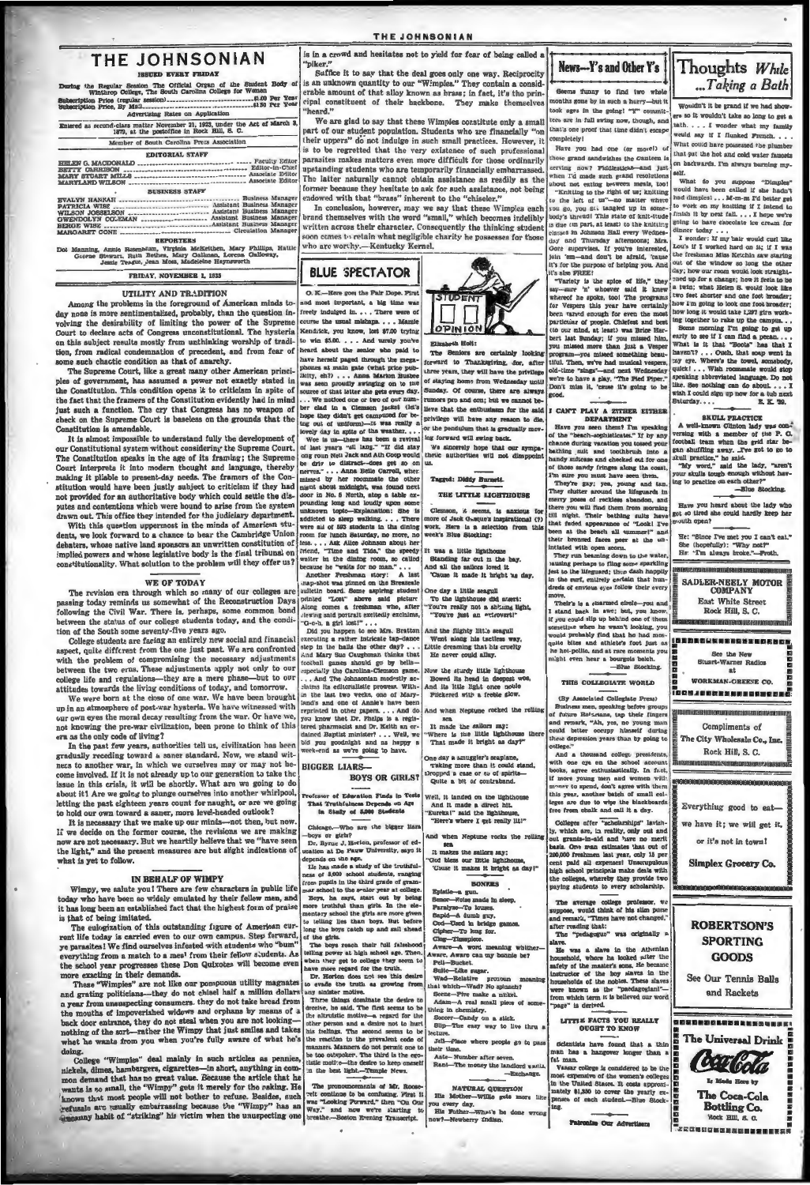# THE JOHNSONIAN

ISSUED EVERY FRIDAY

During the Regular Session The Official Organ of the Student Body of Winthrop College, The South Carolina College for Women

Subscription Price (regular session) .......... $1.00 Per Year
Subscription Price, By Mail .......... $1.50 Per Year

Advertising Rates on Application

Entered as second-class matter November 21, 1923, under the Act of March 3, 1879, at the postoffice in Rock Hill, S. C.

Member of South Carolina Press Association

## EDITORIAL STAFF

HELEN G. MACDONALD .......... Faculty Editor
BETTY CARRISON .......... Editor-in-Chief
MARY STUART MILLS .......... Associate Editor
MARYLAND WILSON .......... Associate Editor

## BUSINESS STAFF

EVALYN HANNAH .......... Business Manager
PATRICIA WISE .......... Assistant Business Manager
WILSON JOSSELSON .......... Assistant Business Manager
GWENDOLYN COLEMAN .......... Assistant Business Manager
BERGE WISE .......... Assistant Business Manager
MARGARET CONE .......... Circulation Manager

## REPORTERS

Dot Manning, Annie Rosenblum, Virginia McKeithen, Mary Phillips, Hattie Greene Stewart, Ruth Bethea, Mary Callison, Lorena Galloway, Jessie Teague, Jean Moss, Madeleine Haynsworth

FRIDAY, NOVEMBER 1, 1933

## UTILITY AND TRADITION

Among the problems in the foreground of American minds today none is more sentimentalized, probably, than the question involving the desirability of limiting the power of the Supreme Court to declare acts of Congress unconstitutional. The hysteria on this subject results mostly from unthinking worship of tradition, from radical condemnation of precedent, and from fear of some such chaotic condition as that of anarchy.

The Supreme Court, like a great many other American principles of government, has assumed a power not exactly stated in the Constitution. This condition opens it to criticism in spite of the fact that the framers of the Constitution evidently had in mind just such a function. The cry that Congress has no weapon of check on the Supreme Court is baseless on the grounds that the Constitution is amendable.

It is almost impossible to understand fully the development of our Constitutional system without considering the Supreme Court. The Constitution speaks in the age of its framing; the Supreme Court interprets it into modern thought and language, thereby making it pliable to present-day needs. The framers of the Constitution would have been justly subject to criticism if they had not provided for an authoritative body which could settle the disputes and contentions which were bound to arise from the system drawn out. This office they intended for the judiciary department.

With this question uppermost in the minds of American students, we look forward to a chance to hear the Cambridge Union debaters, whose native land sponsors an unwritten constitution of implied powers and whose legislative body is the final tribunal on constitutionality. What solution to the problem will they offer us?

## WE OF TODAY

The revision era through which so many of our colleges are passing today reminds us somewhat of the Reconstruction Days following the Civil War. There is, perhaps, some common bond between the status of our college students today, and the condition of the South some seventy-five years ago.

College students are facing an entirely new social and financial aspect, quite different from the one just past. We are confronted with the problem of compromising the necessary adjustments between the two eras. These adjustments apply not only to our college life and regulations—they are a mere phase—but to our attitudes towards the living conditions of today, and tomorrow.

We were born at the close of one war. We have been brought up in an atmosphere of post-war hysteria. We have witnessed with our own eyes the moral decay resulting from the war. Or have we, not knowing the pre-war civilization, been prone to think of this era as the only code of living?

In the past few years, authorities tell us, civilization has been gradually receding toward a saner standard. Now, we stand witness to another war, in which we ourselves may or may not become involved. If it is not already up to our generation to take the issue in this crisis, it will be shortly. What are we going to do about it? Are we going to plunge ourselves into another whirlpool, letting the past eighteen years count for naught, or are we going to hold our own toward a saner, more level-headed outlook?

It is necessary that we make up our minds—not then, but now. If we decide on the former course, the revisions we are making now are not necessary. But we heartily believe that we "have seen the light," and the present measures are but slight indications of what is yet to follow.

## IN BEHALF OF WIMPY

Wimpy, we salute you! There are few characters in public life today who have been so widely emulated by their fellow men, and it has long been an established fact that the highest form of praise is that of being imitated.

The eulogization of this outstanding figure of American current life today is carried even to our own campus. Step forward, ye parasites! We find ourselves infested with students who "bum" everything from a match to a meal from their fellow students. As the school year progresses these Don Quixotes will become even more exacting in their demands.

These "Wimpies" are not like our pompous utility magnates and grafting politicians—they do not chisel half a million dollars a year from unsuspecting consumers. They do not take bread from the mouths of impoverished widows and orphans by means of a back door entrance, they do not steal when you are not looking—nothing of the sort—rather the Wimpy that just smiles and takes what he wants from you when you're fully aware of what he's doing.

College "Wimpies" deal mainly in such articles as pennies, nickels, dimes, hamburgers, cigarettes—in short, anything in common demand that has no great value. Because the article that he wants is so small, the "Wimpy" gets it merely for the asking. He knows that most people will not bother to refuse. Besides, such refusals are usually embarrassing because the "Wimpy" has an uncanny habit of "striking" his victim when the unsuspecting one is in a crowd and hesitates not to yield for fear of being called a "piker."

Suffice it to say that the deal goes only one way. Reciprocity is an unknown quantity to our "Wimpies." They contain a considerable amount of that alloy known as brass; in fact, it's the principal constituent of their backbone. They make themselves "heard."

We are glad to say that these Wimpies constitute only a small part of our student population. Students who are financially "on their uppers" do not indulge in such small practices. However, it is to be regretted that the very existence of such professional parasites makes matters even more difficult for those ordinarily upstanding students who are temporarily financially embarrassed. The latter naturally cannot obtain assistance as readily as the former because they hesitate to ask for such assistance, not being endowed with that "brass" inherent to the "chiseler."

In conclusion, however, may we say that these Wimpies each brand themselves with the word "small," which becomes indelibly written across their character. Consequently the thinking student soon comes to retain what negligible charity he possesses for those who are worthy.—Kentucky Kernel.

## BLUE SPECTATOR

O. K.—Here goes the Fair Dope. First and most important, a big time was freely indulged in. . . . There were of course the usual mishaps. . . . Mamie Kendrick, you know, lost $7.00 trying to win $5.00. . . . And surely you've heard about the senior who paid to have herself paged through the megaphones at main gate (what price publicity, eh?) . . . Anna Marion Busbee was seen proudly swinging on to her source of that latter she gets every day. . . . We noticed one or two of our number clad in a Clemson jacket (we hope they didn't get campused for being out of uniform)—it was really a lovely day in spite of the weather. . . .

Woe is us—there has been a revival of last year's "all lang." "It did stay long roun Neil Jack and Ash Coop would be dry to distract—does get so on nerves." . . . Anna Belle Carroll, when missed by her roommate the other night about midnight, was found next door in No. 5 North, atop a table expounding long and loudly upon some unknown topic—Explanation: She is addicted to sleep walking. . . . There were all of 593 students in the dining room for lunch Saturday, no more, no less. . . . Ask Allie Johnson about her friend, "Time and Tide," the speedy waiter in the dining room, so called because he "waits for no man." . . .

Another Freshman story: A last snap-shot was pinned on the Breazeale bulletin board. Some aspiring student printed "Lost" above said picture. Along comes a freshman who, after viewing said portrait excitedly exclaims, "G-e-e, a girl lost!" . . .

Did you happen to see Mrs. Bratton step in the halls the other day? . . . And Mary Sue Caughman thinks that football games should go by bells—especially the Carolina-Clemson game. . . . And The Johnsonian modestly acclaims its editorialistic prowess. Within the last two weeks, one of Maryland's and one of Annie's have been reprinted in other papers. . . . And do you know that Dr. Phelps is a registered pharmacist and Dr. Keith an ordained Baptist minister? . . . Well, we bid you goodnight and as happy a week-end as we're going to have.

## BIGGER LIARS—BOYS OR GIRLS?

**Professor of Education Finds in Tests That Truthfulness Depends on Age in Study of 5,000 Students**

Chicago.—Who are the bigger liars—boys or girls?

Dr. Byron J. Horton, professor of education at De Pauw University, says it depends on the age.

He has made a study of the truthfulness of 5,000 school students, ranging from pupils in the third grade of grammar school to the senior year at college.

Boys, he says, start out by being more truthful than girls. In the elementary school the girls are more given to telling lies than boys. But before long the boys catch up and sail ahead of the girls.

The boys reach their full falsehood telling power at high school age. Then, when they get to college they seem to have more regard for the truth.

Dr. Horton does not see this desire to evade the truth as growing from any sinister motive.

Three things dominate the desire to deceive, he said. The first seems to be the altruistic motive—a regard for the other person and a desire not to hurt his feelings. The second seems to be the reaction to the prevalent code of manners. Manners do not permit one to be too outspoken. The third is the egotistic motive—the desire to keep oneself in the best light.—Temple News.

The pronouncements of Mr. Roosevelt continue to be confusing. First it was "Looking Forward," then "On Our Way," and now we're starting to breathe.—Boston Evening Transcript.

## STUDENT OPINION

Elizabeth Holt:

The Seniors are certainly looking forward to Thanksgiving, for, after three years, they will have the privilege of staying home from Wednesday until Sunday. Of course, there are always rumors pro and con; but we cannot believe that the enthusiasm for the said privilege will have any reason to die, or the pendulum that is gradually moving forward will swing back.

We sincerely hope that our sympathetic authorities will not disappoint us.

Tagged: Diddy Burnett.

## THE LITTLE LIGHTHOUSE

Clemson, it seems, is anxious for more of Jack Gabon's inspirational (?) work. Here is a selection from this week's Blue Stocking:

It was a little lighthouse
Standing far out in the bay.
And all the sailors loved it
'Cause it made it bright as day.

One day a little seagull
To the lighthouse did assert:
"You're really not so shining light,
You're just an extrovert!"

And the flighty lit's seagull
Went along his tactless way,
Little dreaming that his cruelty
He never could allay.

Now the sturdy little lighthouse
Bowed its head in deepest woe,
And its little light once noble
Flickered with a feeble glow.

And when Neptune rocked the rolling sea
It made the sailors say:
"Where is the little lighthouse there
That made it bright as day?"

One day a smuggler's seaplane,
Taking more than it could stand,
Dropped a case or so of spirits—
Quite a bit of contraband.

Well, it landed on the lighthouse
And it made a direct hit.
"Eureka!" said the lighthouse,
"Here's where I get really lit!"

And when Neptune rocks the rolling sea
It makes the sailors say:
"God bless our little lighthouse,
'Cause it makes it bright as day!"

## BONERS

Epistle—a gun.
Senor—Noise made in sleep.
Paralyse—To louse.
Bapid—A dumb guy.
Cod—Used in bridge games.
Cipher—To hug for.
Chap—Timepiece.
Aware—A word meaning whither—Aware, Aware can my bonnie be?
Pell—Bucket.
Suite—Like sugar.
Wad—Relative pronoun meaning that which—Wad? No spinach?
Scene—Five make a nickel.
Adam—A real small piece of something in chemistry.
Soccer—Candy on a stick.
Slip—The easy way to live thru a lecture.
Jell—Place where people go to pass their time.
Ante—Number after seven.
Rant—The money the landlord wants.
—Exchange.

## NATURAL QUESTION

His Mother—Willie gets more like you every day.
His Father—What's he done wrong now?—Newberry Indian.

## News—Y's and Other Y's

Seems funny to find two whole months gone by in such a hurry—but it took ages in the going! "Y" committees are in full swing now, though, and that's one proof that time didn't escape completely!

Have you had one (or more!) of those grand sandwiches the canteen is serving now? Fiddlesticks—and just when I'd made such grand resolutions about not eating between meals, too!

"Knitting to the right of us; knitting to the left of us"—no matter where you go, you are tangled up in somebody's thread! This state of knit-itude is due (in part, at least) to the knitting classes in Johnson Hall every Wednesday and Thursday afternoon; Mrs. Gore supervises. If you're interested, join 'em—and don't be afraid, 'cause it's for the purpose of helping you. And it's also FREE!

"Variety is the spice of life," they say—sure 'n' whoever said it knew whereof he spoke, too! The programs for Vespers this year have certainly been varied enough for even the most particular of people. Chiefest and best (to our mind, at least) was Brice Herbert last Sunday; if you missed him, you missed more than just a Vesper program—you missed something beautiful. Then, we've had musical vespers, old-time "sings"—and next Wednesday we're to have a play, "The Pied Piper." Don't miss it, 'cause it's going to be good.

## I CAN'T PLAY A ZITHER EITHER DEPARTMENT

Have you seen them? I'm speaking of the "beach-sophisticates." If by any chance during vacation you tossed your bathing suit and toothbrush into a handy suitcase and checked out for one of those sandy fringes along the coast, I'm sure you must have seen them.

They're gay; yes, young and tan. They clutter around the lifeguards in merry poses of reckless abandon, and there you will find them from morning till night. Their bathing suits have that faded appearance of "Look! I've been at the beach all summer!" and their bronzed faces peer at the uninitiated with open scorn.

They run beaming down to the water, pausing perhaps to fling some sparkling jest to the lifeguard; then dash happily in the surf, entirely certain that hundreds of envious eyes follow their every move.

There's a charmed circle—you and I stand back in awe; but, you know, if you could slip up behind one of them sometime when he wasn't looking, you would probably find that he had mosquito bites and athlete's foot just as he hoi polloi, and at rare moments you might even hear a bourgeois belch.
—Blue Stocking.

## THIS COLLEGIATE WORLD

(By Associated Collegiate Press)

Business men, speaking before groups of future Rotarians, tap their fingers and remark, "Ah, yes, no young man could better occupy himself during these depression years than by going to college."

And a thousand college presidents, with one eye on the school account books, agree enthusiastically. In fact, if more young men and women will money to spend, don't agree with them this year, another batch of small colleges are due to wipe the blackboards free from chalk and call it a day.

Colleges offer "scholarships" lavishly, which are, in reality, only cut and out grants-in-aid and "are no merit" basis. One man estimates that out of 200,000 freshmen last year, only 15 per cent paid all expenses! Unscrupulous high school principals make deals with the colleges, whereby they provide two paying students to every scholarship.

The average college professor, we suppose, would think of his slim purse and remark, "Times have not changed," after reading that:

The "pedagogue" was originally a slave.

He was a slave in the Athenian household, where he looked after the safety of the master's sons. He became instructor of the boy slaves in the households of the nobles. These slaves were known as the "paedagogiani"—from which term it is believed our word "page" is derived.

## LITTLE FACTS YOU REALLY OUGHT TO KNOW

Scientists have found that a thin man has a hangover longer than a fat man.

Vassar college is considered to be the most expensive of the women's colleges in the United States. It costs approximately $1,350 to cover the yearly expenses of each student.—Blue Stocking.

**Patronize Our Advertisers**

## Thoughts *While* ...Taking a Bath

Wouldn't it be grand if we had showers so it wouldn't take so long to get a bath. . . . I wonder what my family would say if I flunked French. . . . What could have possessed the plumber that put the hot and cold water faucets on backwards. I'm always burning myself.

What do you suppose "Dimples" would have been called if she hadn't had dimples? . . . M-m-m I'd better get to work on my knitting if I intend to finish it by next fall. . . . I hope we're going to have chocolate ice cream for dinner today. . . .

I wonder if my hair would curl like Lou's if I worked hard on it; if I was the freshman Miss Ketchin saw staring out of the window so long the other day, how our room would look straightened up for a change; how it feels to be a twin; what Helen S. would look like two feet shorter and one foot broader; how I'm going to look one foot broader; how long it would take 1,287 girls working together to rake up the campus. . . .

Some morning I'm going to get up early to see if I can find a pecan. . . . What is it that "Boots" has that I haven't? . . . Ouch, that soap went in my eye. Where's the towel, somebody, quick! . . . Wish roommate would stop speaking abbreviated language. Do not like. See nothing can do about. . . . I wish I could sign up now for a tub next Saturday. . . .
E. K. '35.

## SKULL PRACTICE

A well-known Clinton lady was conversing with a member of the P. C. football team when the grid star began shuffling away. "I've got to go to skull practice," he said.

"My word," said the lady, "aren't your skulls tough enough without having to practice on each other?"
—Blue Stocking.

Have you heard about the lady who got so tired she could hardly keep her mouth open?

He: "Since I've met you I can't eat."
She (hopefully): "Why not?"
He: "I'm always broke."—Froth.

---

**SADLER-NEELY MOTOR COMPANY**
East White Street
Rock Hill, S. C.

---

See the New
Stuart-Warner Radios
at
**WORKMAN-GREENE CO.**

---

Compliments of
**The City Wholesale Co., Inc.**
Rock Hill, S. C.

---

Everything good to eat—
we have it; we will get it,
or it's not in town!
**Simplex Grocery Co.**

---

**ROBERTSON'S SPORTING GOODS**
See Our Tennis Balls and Rackets

---

**The Universal Drink**
Coca-Cola
Is Made Here by
**The Coca-Cola Bottling Co.**
Rock Hill, S. C.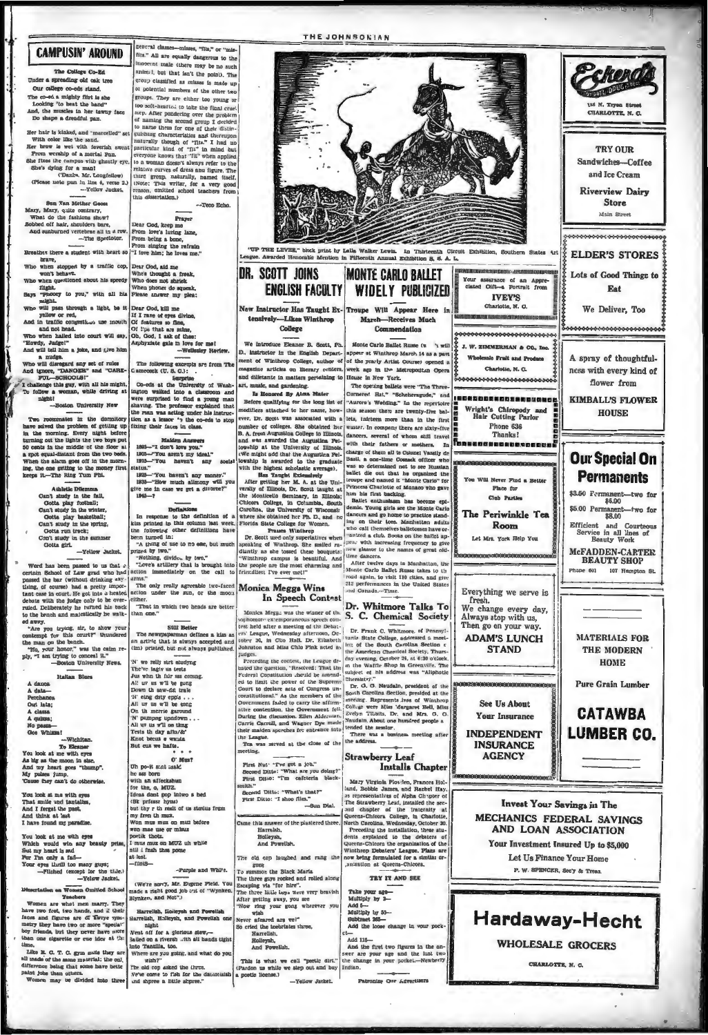## CAMPUSIN' AROUND

**The College Co-Ed**

Under a spreading old oak tree
Our college co-eds stand.
The co-ed a mighty flirt is she
Looking "to beat the band"
And, the muscles in her tawny face
Do shape a dreadful pan.

Her hair is kinked, and "marcelled" set
With color like the sand.
Her brow is wet with feverish sweat
From worship of a mortal Pan.
She flees the campus with ghastly eye,
She's dying for a man!

('Danke. Mr. Longfellow)
(Please note pun in line 4, verse 2.)
—Yellow Jacket.

**Sun Tan Mother Goose**

Mary, Mary, quite contrary,
What do the fashions show?
Bobbed off hair, shoulders bare,
And sunburned vertebrae all in a row.
—The Spectator.

Breathes there a student with heart so brave,
Who when stopped by a traffic cop, won't behave.
Who when questioned about his speedy flight,
Says "Phooey to you," with all his might.
Who will pass through a light, be it yellow or red,
And in traffic congestion use mouth and not head.
Who when hailed into court will say, "Howdy, Judge!"
And will tell him a joke, and give him a nudge.
Who will disregard any set of rules
And ignore, "DANGER" and "CAREFUL—SCHOOLS!"
I challenge this guy, with all his might,
To follow a woman, while driving at night!
—Boston University New

Two roommates in the dormitory have solved the problem of getting up in the morning. Every night before turning out the lights the two boys put 50 cents in the middle of the floor at a spot equal-distant from the two beds. When the alarm goes off in the morning, the one getting to the money first keeps it.—The Ring Tum Phi.

**Athletic Dilemma**

Can't study in the fall,
Gotta play football;
Can't study in the winter,
Gotta play basketball;
Can't study in the spring,
Gotta run track;
Can't study in the summer
Gotta girl.
—Yellow Jacket.

Word has been passed to us that a certain School of Law grad who had passed the bar (without drinking anything, of course) had a pretty important case in court. He got into a heated debate with the judge only to be overruled. Deliberately he turned his back to the bench and majestically he walked away.

"Are you trying, sir, to show your contempt for this court?" thundered the man on the bench.

"No, your honor," was the calm reply, "I am trying to conceal it."
—Boston University News.

**Italian Blues**

A dance
A date—
Perchance
Out late;
A classa
A quizza;
No passa—
Gee Whizza!
—Wichitan.

**To Eleanor**

You look at me with eyes
As big as the moon in size,
And my heart goes "thump".
My pulses jump.
'Cause they can't do otherwise.

You look at me with eyes
That smile and tantalize,
And I forget the past,
And think at last
I have found my paradise.

You look at me with eyes
Which would win any beauty prize,
But my heart is sad
For I'm only a fad—
Your eyes thrill too many guys;
—Flicked (except for the title.)
—Yellow Jacket.

**Dissertation on Women Omitted School Teachers**

Women are what men marry. They have two feet, two hands, and if their faces and figures are of "Kwye" symmetry they have two or more "special" boy friends, but they never have more than one cigarette or one idea at the time.

Like E. C. T. C. gym suits they are all made of the same material; the only difference being that some have better paint jobs than others.

Women may be divided into three general classes—misses, "fits," or "misfits." All are equally dangerous to the innocent male (there may be no such animal, but that isn't the point). The group classified as misses is made up of potential numbers of the other two groups. They are either too young or too soft-hearted to take the final cruel step. After pondering over the problem of naming the second group I decided to name them for one of their distinguishing characteristics and thereupon naturally though of "fits." I had no particular kind of "fit" in mind but everyone knows that "fit" when applied to a woman doesn't always refer to the relative curves of dress and figure. The third group, naturally, named itself. (Note: This writer, for a very good reason, omitted school teachers from this dissertation.)
—Teco Echo.

**Prayer**

Dear God, keep me
From love's luring lane,
From being a bone,
From singing the refrain
"I love him; he loves me."

Dear God, aid me
When thought a freak,
Who does not shriek
When phones do squeak,
Please answer my plea:

Dear God, kill me
If I rave of eyes divine,
Of features so fine,
Of l'ps that are mine,
Oh, God, I ask of thee:
Asphyxiate gals in love for me!
—Wellesley Review.

The following excerpts are from The Gamecock (U. S. C.):

**Surprise**

Co-eds at the University of Washington walked into a classroom and were surprised to find a young man shaving. The professor explained that the man was acting under his instruction as a lesson to the co-eds to stop fixing their faces in class.

**Maiden Answers**

1895—"I don't love you."
1905—"You aren't my ideal."
1915—"You haven't any social status."
1925—"You haven't any money."
1935—"How much alimony will you give me in case we get a divorce?"
1945—?

**Definitions**

In response to the definition of a kiss printed in this column last week, the following other definitions have been turned in:

"A thing of use to no one, but much prized by two."

"Nothing, divided by two."

"Love's artillery that is brought into action immediately on the call to arms."

"The only really agreeable two-faced action under the sun, or the moon either."

"That in which two heads are better than one."

**Still Better**

The newspaperman defines a kiss as an article that is always accepted and (im) printed, but not always published.

'N' we relly strt studyng
The've lagtr us tests
Jus whn th fair sss coming.
All ur us w'll be going
Down th saw-dst trale
'N' eing dirty epps . . .
All ur us w'll be comg
On th merrie garound
'N' pumpng upndown . . .
All ur us w'll on thng
Tests th day aftr/dr
Knot becus e wauta
But cus we hafta.

\* \* \*

**O' Mus?**

Uh po-it mat nask
he sez born
with sn affeckshun
for the, o, MUZ.
Ideas dont pop intwo a hed
(Bt prfesr hyns)
but thy r th reslt of us studius from
my frm th muz.
Won mus mux on muz before
won mae use or misus
poetik thots.
I mus mux on MUZ uh while
ntil i fnsh this pome
at lest.
—finis—
—Purple and White.

(We're sorry, Mr. Eugene Field. You made a right good job out of "Wynken, Blynken, and Nod".)

Harrelsh, Holleysh and Powellsh
Harrelsh, Holleysh, and Powellsh one night
Went off for a glorious stew,—
Sailed on a riversh with all hands tight
Into Tanzilla, too.
Where are you going, and what do you wish?"
The old cop asked the three.
We've come to fish for the damozelish
and shpree a little shpree."

---

"UP THE LEVEE," block print by Leila Walker Lewis. In Thirteenth Circuit Exhibition, Southern States Art League. Awarded Honorable Mention in Fifteenth Annual Exhibition S. S. A. L.

## DR. SCOTT JOINS ENGLISH FACULTY

**New Instructor Has Taught Extensively—Likes Winthrop College**

We introduce Eleanor B. Scott, Ph. D., instructor in the English Department of Winthrop College, author of magazine articles on literary centers, and dilettante in matters pertaining to art, music, and gardening.

**Is Honored By Alma Mater**

Before qualifying for the long list of modifiers attached to her name, however, Dr. Scott was associated with a number of colleges. She obtained her B. A. from Augustana College in Illinois, and was awarded the Augustana Fellowship at the University of Illinois. (We might add that the Augustana Fellowship is awarded to the graduate with the highest scholastic average).

**Has Taught Extensively**

After getting her M. A. at the University of Illinois, Dr. Scott taught at the Monticello Seminary, in Illinois; Chicora College, in Columbia, South Carolina, the University of Wisconsin, where she obtained her Ph. D., and the Florida State College for Women.

**Praises Winthrop**

Dr. Scott used only superlatives when speaking of Winthrop. She smiled radiantly as she tossed these bouquets: "Winthrop campus is beautiful. And the people are the most charming and friendliest I've ever met!"

## Monica Meggs Wins In Speech Contest

Monica Meggs was the winner of the sophomore extemporaneous speech contest held after a meeting of the Debaters' League, Wednesday afternoon, October 30, in Clio Hall. Dr. Elizabeth Johnston and Miss Chio Fink acted as judges.

Preceding the contest, the League debated the question, "Resolved: That the Federal Constitution should be amended to limit the power of the Supreme Court to declare acts of Congress unconstitutional." As the members of the Government failed to carry the affirmative contention, the Government fell. During the discussion, Ellen Alderman, Carrie Carroll, and Wagner Dye made their maiden speeches for entrance into the League.

Tea was served at the close of the meeting.

First Nut: "I've got a job."
Second Ditto: "What are you doing?"
First Ditto: "I'm cafeteria blacksmith."
Second Ditto: "What's that?"
First Ditto: "I shoo flies."
—Sun Dial.

Came this answer of the plastered three,
Harrelsh,
Holleysh,
And Powellsh.

The old cop laughed and rang the gong
To summon the Black Maria
The three guys rocked and rolled along
Escaping via "for hire".
The three little boys were very bravish
After getting away, you see
"Now ring your gong wherever you wish
Never afeared are we!"
So cried the inebriates three,
Harrelsh,
Holleysh,
And Powellsh.

This is what we call "poetic dirt."
(Pardon us while we step out and buy a poetic license.)
—Yellow Jacket.

## MONTE CARLO BALLET WIDELY PUBLICIZED

**Troupe Will Appear Here in March—Receives Much Commendation**

Monte Carlo Ballet Russe (w ich will appear at Winthrop March 14 as a part of the yearly Artist Course) opened a week ago in the Metropolitan Opera House in New York.

The opening ballets were "The Three-Cornered Hat," "Scheherazade," and "Aurora's Wedding." In the repertoire this season there are twenty-five ballets, thirteen more than in the first winter. In company there are sixty-five dancers, several of whom still travel with their fathers or mothers. In charge of them all is Colonel Vassily de Basil, a one-time Cossack officer who was so determined not to see Russian ballet die out that he organized the troupe and named it "Monte Carlo" for Princess Charlotte of Monaco who gave him his first backing.

Ballet enthusiasm has become epidemic. Young girls see the Monte Carlo dancers and go home to practice standing on their toes. Manhattan adults who call themselves balletomanes have organized a club. Books on the ballet appear with increasing frequency to give new glamor to the names of great oldtime dancers.

After twelve days in Manhattan, the Monte Carlo Ballet Russe takes to the road again, to visit 110 cities, and give 212 performances in the United States and Canada.—Time.

## Dr. Whitmore Talks To S. C. Chemical Society

Dr. Frank C. Whitmore, of Pennsylvania State College, addressed a meeting of the South Carolina Section of the American Chemical Society, Thursday evening, October 24, at 6:30 o'clock, in the Waffle Shop in Greenville. The subject of his address was "Aliphatic Chemistry."

Dr. G. G. Naudain, president of the South Carolina Section, presided at the meeting. Representatives of Winthrop College were Miss Margaret Bell, Miss Evelyn Tilghman, Dr. and Mrs. G. G. Naudain. About one hundred people attended the session.

There was a business meeting after the address.

## Strawberry Leaf Installs Chapter

Mary Virginia Plowden, Frances Holland, Bobbie James, and Rachel Hay, as representatives of Alpha Chapter of The Strawberry Leaf, installed the second chapter of the fraternity at Queens-Chicora College, in Charlotte, North Carolina, Wednesday, October 30.

Preceding the installation, these students explained to the debaters of Queens-Chicora the organization of the Winthrop Debaters' League. Plans are now being formulated for a similar organization at Queens-Chicora.

**TRY IT AND SEE**

Take your age—
Multiply by 2—
Add 5—
Multiply by 50—
Subtract 365—
Add the loose change in your pocket—
Add 115—
And the first two figures in the answer are your age and the last two the change in your pocket.—Newberry Indian.

Patronize Our Advertisers

---

**Eckerd's** Cut Rate Drugs
126 N. Tryon Street
CHARLOTTE, N. C.

TRY OUR
Sandwiches—Coffee
and Ice Cream
**Riverview Dairy Store**
Main Street

**ELDER'S STORES**
Lots of Good Things to Eat
We Deliver, Too

Your assurance of an Appreciated Gift—a Portrait from
**IVEY'S**
Charlotte, N. C.

**J. W. ZIMMERMAN & CO., Inc.**
Wholesale Fruit and Produce
Charlotte, N. C.

A spray of thoughtfulness with every kind of flower from
**KIMBALL'S FLOWER HOUSE**

**Wright's Chiropody and Hair Cutting Parlor**
Phone 636
Thanks!

You Will Never Find a Better Place for
Club Parties
**The Periwinkle Tea Room**
Let Mrs. York Help You

**Our Special On Permanents**
$3.50 Permanent—two for $6.00
$5.00 Permanent—two for $8.00
Efficient and Courteous Service in all lines of Beauty Work
**McFADDEN-CARTER BEAUTY SHOP**
Phone 601 107 Hampton St.

Everything we serve is fresh.
We change every day,
Always stop with us,
Then go on your way.
**ADAM'S LUNCH STAND**

MATERIALS FOR THE MODERN HOME
Pure Grain Lumber
**CATAWBA LUMBER CO.**

See Us About
Your Insurance
**INDEPENDENT INSURANCE AGENCY**

**Invest Your Savings in The MECHANICS FEDERAL SAVINGS AND LOAN ASSOCIATION**
Your Investment Insured Up to $5,000
Let Us Finance Your Home
F. W. SPENCER, Sec'y & Treas.

**Hardaway-Hecht**
WHOLESALE GROCERS
CHARLOTTE, N. C.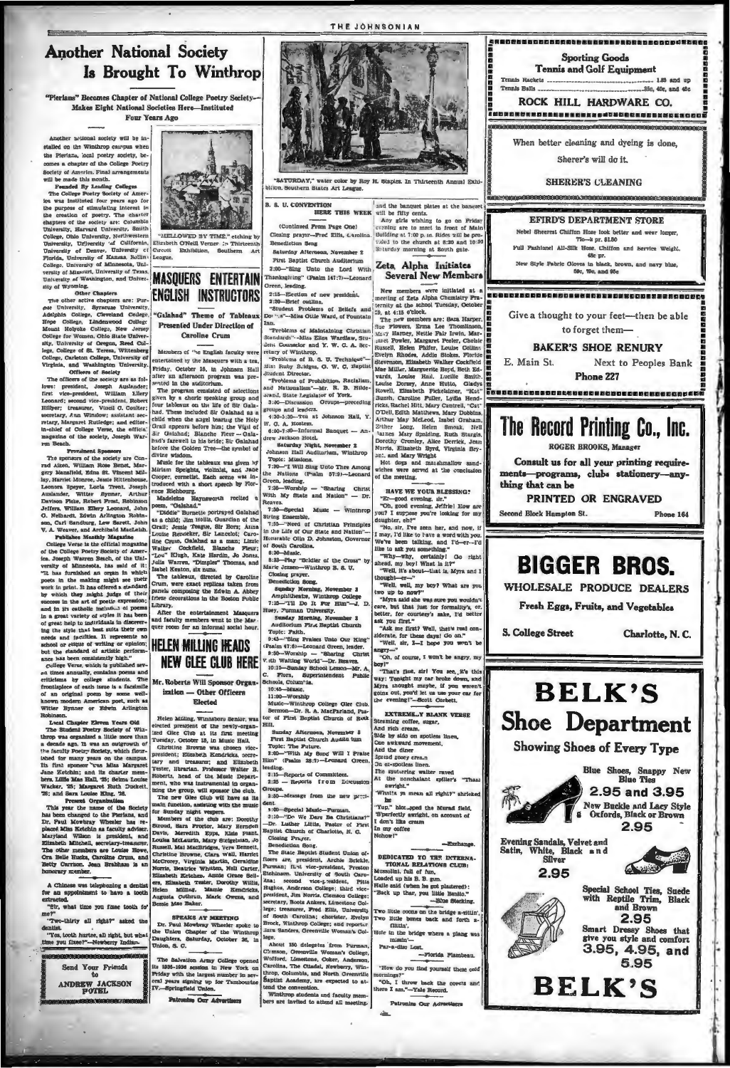# Another National Society Is Brought To Winthrop

## "Pierians" Becomes Chapter of National College Poetry Society—Makes Eight National Societies Here—Instituted Four Years Ago

Another national society will be installed on the Winthrop campus when the Pierians, local poetry society, becomes a chapter of the College Poetry Society of America. Final arrangements will be made this month.

**Founded By Leading Colleges**

The College Poetry Society of America was instituted four years ago for the purpose of stimulating interest in the creation of poetry. The charter chapters of the society are: Columbia University, Harvard University, Smith College, Ohio University, Northwestern University, University of California, University of Denver, University of Florida, University of Kansas, Rollins College, University of Minnesota, University of Missouri, University of Texas, University of Washington, and University of Wyoming.

**Other Chapters**

The other active chapters are: Purdue University, Syracuse University, Adelphia College, Cleveland College, Hope College, Lindenwood College, Mount Holyoke College, New Jersey College for Women, Ohio State University, University of Oregon, Reed College, College of St. Teresa, Wittenberg College, Carleton College, University of Virginia, and Washington University.

**Officers of Society**

The officers of the society are as follows: president, Joseph Auslander; first vice-president, William Ellery Leonard; second vice-president, Robert Hillyer; treasurer, Virgil C. Coulter; secretary, Ann Winslow; assistant secretary, Margaret Rutledge; and editor-in-chief of College Verse, the official magazine of the society, Joseph Warren Beach.

**Prominent Sponsors**

The sponsors of the society are Conrad Aiken, William Rose Benet, Margery Mansfield, Edna St. Vincent Millay, Harriet Monroe, Jessie Rittenhouse, Leonora Speyer, Louis Trent, Joseph Auslander, Witter Bynner, Arthur Davison Ficke, Robert Frost, Robinson Jeffers, William Ellery Leonard, John G. Neihardt, Edwin Arlington Robinson, Carl Sandburg, Lew Sarett, John V. A. Weaver, and Archibald MacLeish.

**Publishes Monthly Magazine**

College Verse is the official magazine of the College Poetry Society of America. Joseph Warren Beach, of the University of Minnesota, has said of it: "It has furnished an organ in which poets in the making might see their work in print. It has offered a standard by which they might judge of their success in the art of poetic expression; and in its catholic inclusion of poems in a great variety of styles it has been of great help to individuals in discovering the style that best suits their own needs and faculties. It represents no school or clique of writing or opinion; but the standard of artistic performance has been consistently high."

College Verse, which is published seven times annually, contains poems and criticisms by college students. The frontispiece of each issue is a facsimile of an original poem by some well-known modern American poet, such as Witter Bynner or Edwin Arlington Robinson.

**Local Chapter Eleven Years Old**

The Student Poetry Society of Winthrop was organized a little more than a decade ago. It was an outgrowth of the faculty Poetry Society, which flourished for many years on the campus. Its first sponsor was Miss Margaret Jane Ketchin; and its charter members, Lillie Mae Hall, '25; Selma Louise Wacker, '25; Margaret Ruth Duckett, '26; and Sara Louise King, '26.

**Present Organization**

This year the name of the Society has been changed to the Pierians, and Dr. Paul Mowbray Wheeler has replaced Miss Ketchin as faculty adviser. Maryland Wilson is president, and Elizabeth Mitchell, secretary-treasurer. The other members are Louise Howe, Ora Belle Hucks, Caroline Crum, and Betty Carlson. Jean Brabham is an honorary member.

---

A Chinese was telephoning a dentist for an appointment to have a tooth extracted.

"Sir, what time you fixee tooth for me?"

"Two-thirty all right?" asked the dentist.

"Yes, tooth hurtee, all right, but what time you fixee?"—Newberry Indian.

---

Send Your Friends to ANDREW JACKSON HOTEL

---

"MELLOWED BY TIME," etching by Elizabeth O'Neill Verner in Thirteenth Circuit Exhibition, Southern Art League.

# MASQUERS ENTERTAIN ENGLISH INSTRUCTORS

## "Galahad" Theme of Tableaux Presented Under Direction of Caroline Crum

Members of the English faculty were entertained by the Masquers with a tea, Friday, October 25, in Johnson Hall after an afternoon program was presented in the auditorium.

The program consisted of selections given by a choric speaking group and four tableaux on the life of Sir Galahad. These included Sir Galahad as a child when the angel bearing the Holy Grail appears before him; the Vigil of Sir Galahad; Blanche Fleur—Galahad's farewell to his bride; Sir Galahad before the Golden Tree—the symbol of divine wisdom.

Music for the tableaux was given by Miriam Speights, violinist, and Jane Cooper, cornetist. Each scene was introduced with a short speech by Florence Richbourg.

Madeleine Haynsworth recited a poem, "Galahad."

"Diddie" Burnette portrayed Galahad as a child; Jim Hollis, Guardian of the Grail; Jessie Teague, Sir Bors; Anna Louise Rencker, Sir Lancelot; Caroline Crum, Galahad as a man; Lizzie Walker Cockfield, Blanche Fleur; "Lou" Klugh, Kate Hardin, Jo Jones, Julia Warren, "Dimples" Thomas, and Isabel Keaton, sit nuns.

The tableaux, directed by Caroline Crum, were exact replicas taken from panels composing the Edwin A. Abbey frieze decorations in the Boston Public Library.

After the entertainment Masquers and faculty members went to the Masquer room for an informal social hour.

# HELEN MILLING HEADS NEW GLEE CLUB HERE

## Mr. Roberts Will Sponsor Organization — Other Officers Elected

Helen Milling, Winnsboro Senior, was elected president of the newly-organized Glee Club at its first meeting Tuesday, October 15, in Music Hall.

Christine Browne was chosen vice-president; Elizabeth Kendricks, secretary and treasurer; and Elizabeth Tester, librarian. Professor Walter B. Roberts, head of the Music Department, who was instrumental in organizing the group, will sponsor the club.

The new Glee Club will have as its main function, assisting with the music for Sunday night vespers.

Members of the club are: Dorothy Stroud, Sara Proctor, Mary Herndon Davis, Meredith Epps, Elsie Pant, Louise McLaurin, Mary Steigelman, Jo Russell, Mai MacBridges, Vera Bennett, Christine Browne, Clara Wall, Harriet McCrorey, Virginia Martin, Geraldine Norris, Beatrice Whitten, Nell Carter, Elizabeth Kitchen, Annie Grace Sellers, Elizabeth Tester, Dorothy Willis, Helen Milling, Mamie Kendricks, Augusta Coburn, Marie Owens, and Bessie Mae Baker.

**SPEAKS AT MEETING**

Dr. Paul Mowbray Wheeler spoke to the Union Chapter of the Winthrop Daughters, Saturday, October 26, in Union, S. C.

---

The Salvation Army College opened its 1935-1936 session in New York on Friday with the largest number in several years signing up for Tambourine IV.—Springfield Union.

**Patronize Our Advertisers**

---

"SATURDAY," water color by Roy H. Staples. In Thirteenth Annual Exhibition, Southern States Art League.

## B. S. U. CONVENTION HERE THIS WEEK

(Continued From Page One)

Closing prayer—Fred Ellis, Carolina.
Benediction Song

**Saturday Afternoon, November 2**
**First Baptist Church Auditorium**

2:00—"Sing Unto the Lord With Thanksgiving" (Psalm 147:7)—Leonard Green, leading.
2:15—Election of new president.
2:20—Brief outline.
"Student Problems of Beliefs and Doubts"—Miss Ollie Ward, of Fountain Inn.
"Problems of Maintaining Christian Standards"—Miss Eliza Wardlaw, Student Counselor and Y. W. C. A. Secretary of Winthrop.
"Problems of B. S. U. Technique"—Miss Ruby Bridges, G. W. C. Baptist Student Director.
"Problems of Prohibition, Racialism, and Nationalism"—Mr. R. D. Hildebrand, State Legislator of York.
3:00—Discussion Groups—preceding groups and leaders.
4:30-5:30—Tea at Johnson Hall, Y. W. C. A. Hostess.
6:00-7:30—Informal Banquet — Andrew Jackson Hotel.

**Saturday Night, November 2**
**Johnson Hall Auditorium, Winthrop**

Topic: Missions.
7:30—"I Will Sing Unto Thee Among the Nations (Psalm 57:9)—Leonard Green, leading.
7:35—Worship — "Sharing Christ With My State and Nation" — Dr. Reaves.
7:50—Special Music — Winthrop String Ensemble.
7:55—"Need of Christian Principles in the Life of Our State and Nation"—Honorable Olin D. Johnston, Governor of South Carolina.
8:30—Music.
8:35—Play "Soldier of the Cross" by Marie Jessee—Winthrop B. S. U.
Closing prayer.
Benediction Song.

**Sunday Morning, November 3**
**Amphitheatre, Winthrop College**

7:15—"I'll Do It For Him"—J. D. Huey, Furman University.

**Sunday Morning, November 3**
**Auditorium First Baptist Church**

Topic: Faith.
9:45—"Sing Praises Unto Our King" (Psalm 47:6)—Leonard Green, leader.
9:50—Worship — "Sharing Christ With Waiting World"—Dr. Reaves.
10:15—Sunday School Lesson—Mr. A. C. Flora, Superintendent Public Schools, Columbia.
10:45—Music.
11:00—Worship
Music—Winthrop College Glee Club.
Sermon—Dr. R. A. MacFarland, Pastor of First Baptist Church of Rock Hill.

**Sunday Afternoon, November 3**
**First Baptist Church Auditorium**

Topic: The Future.
2:00—"With My Song Will I Praise Him" (Psalm 28:7)—Leonard Green, leading.
2:15—Reports of Committees.
2:25 — Reports from Discussion Groups.
2:50—Message from the new president.
3:00—Special Music—Furman.
3:10—"Do We Dare Be Christians?"—Dr. Luther Little, Pastor of First Baptist Church of Charlotte, N. C.
Closing Prayer.
Benediction Song.

The State Baptist Student Union officers are president, Archie Brickle, Furman; first vice-president, Preston Etchinson, University of South Carolina; second vice-president, Pitts Hughes, Anderson College; third vice-president, Jim Norris, Clemson College; secretary, Boots Ankers, Limestone College; treasurer, Fred Ellis, University of South Carolina; chorister, Evelyn Brock, Winthrop College; and reporter Sara Sanders, Greenville Woman's College.

About 150 delegates from Furman, Clemson, Greenville Woman's College, Wofford, Limestone, Coker, Anderson, Carolina, The Citadel, Newberry, Winthrop, Columbia, and North Greenville Baptist Academy, are expected to attend the convention.

Winthrop students and faculty members are invited to attend all meetings and the banquet plates at the banquet will be fifty cents.

Any girls wishing to go on Friday evening are to meet in front of Main Building at 7:00 p. m. Rides will be provided to the church at 8:20 and 10:30 Saturday morning at South gate.

# Zeta Alpha Initiates Several New Members

New members were initiated at a meeting of Zeta Alpha Chemistry Fraternity at the school Tuesday, October 29, at 4:15 o'clock.

The new members are: Sara Harper, Sue Flowers, Erma Lee Tomlinson, Mary Harmey, Nettie Fair Irwin, Margaret Fowler, Margaret Peeler, Chelsie Russell, Helen Phifer, Louise Collins, Evelyn Rhodes, Addie Stokes, Floride Stevenson, Elizabeth Walker Cockfield, Mae Miller, Marguerite Boyd, Beth Edwards, Louise Haal, Lucille Smith, Louise Dorsey, Anne Hutto, Gladys Rowell, Elizabeth Pickelsimer, "Kat" Sarratt, Caroline Fuller, Lydia Hendricks, Rachel Hitt, Mary Cantrell, "Cat" O'Dell, Edith Matthews, Mary Dobbins, Arthur May McLeod, Isabel Graham, Esther Long, Helen Smoak, Nell Barnes, Mary Spalding, Ruth Sturgis, Dorothy Cromley, Alice Derrick, Jean Norris, Elizabeth Byrd, Virginia Bryant, and Mary Wright.

Hot dogs and marshmallow sandwiches were served at the conclusion of the meeting.

## HAVE WE YOUR BLESSING?

"Er—good evening, sir."

"Oh, good evening, Jeffrie! How are you? I suppose you're looking for my daughter, eh?"

"No, sir, I've seen her, and now, if I may, I'd like to have a word with you. We've been talking, and I'd—er—I'd like to ask you something."

"Why—why, certainly! Go right ahead, my boy! What is it?"

"Well, it's about—that is, Myra and I thought—er—"

"Well, well, my boy? What are you two up to now?"

"Myra said she was sure you wouldn't care, but that just for formality's, or better, for courtesy's sake, I'd better ask you first."

"Ask me first? Well, that's real considerate, for these days! Go on."

"Well, sir, I—I hope you won't be angry—"

"Oh, of course, I won't be angry, my boy!"

"That's fine, sir! You see, it's this way: Tonight my car broke down, and Myra thought maybe, if you weren't going out, you'd let us use your car for the evening!"—Scott Corbett.

## EXTREMELY BLANK VERSE

Steaming coffee, sugar,
And rich cream,
Side by side on spotless linen,
One awkward movement,
And the diner
Spread gooey cream
On ex-spotless linen.
The sputtering waiter raved
At the nonchalant spiller's "That's
Alright."
"Whatta ya mean all right?" shrieked
he.
"Yup," blotted the Murad field,
"Perfectly all right, on account of
I don't like cream
In my coffee
Nohow!"

—Exchange.

## DEDICATED TO THE INTERNATIONAL RELATIONS CLUB:

Mussolini, full of fun,
Loaded up his B. B. gun.
Haile said (when he got plastered):
"Back up thar, you little Benito."
—Blue Stocking.

---

Two little coons on the bridge a-sittin',
Two little bones back and forth a-flittin',
Hole in the bridge where a plank was missin'—
Par-a-dise Lost.
—Florida Flambeau.

---

"How do you find yourself these cold mornings?"

"Oh, I throw back the covers and there I am."—Yale Record.

**Patronize Our Advertisers**

---

**Sporting Goods**
**Tennis and Golf Equipment**

Tennis Rackets .............. 1.85 and up
Tennis Balls .............. 35c, 40c, and 45c

**ROCK HILL HARDWARE CO.**

---

When better cleaning and dyeing is done,
Sherer's will do it.

**SHERER'S CLEANING**

---

**EFIRD'S DEPARTMENT STORE**

Nebel Sheerest Chiffon Hose look better and wear longer, 79c—2 pr. $1.50
Full Fashioned All-Silk Hose, Chiffon and Service Weight, 48c pr.
New Style Fabric Gloves in black, brown, and navy blue, 59c, 79c, and 95c

---

Give a thought to your feet—then be able to forget them—

**BAKER'S SHOE RENURY**

E. Main St. Next to Peoples Bank
Phone 227

---

# The Record Printing Co., Inc.

ROGER BROOKS, Manager

Consult us for all your printing requirements—programs, clubs stationery—anything that can be

**PRINTED OR ENGRAVED**

Second Block Hampton St. Phone 164

---

# BIGGER BROS.

**WHOLESALE PRODUCE DEALERS**

Fresh Eggs, Fruits, and Vegetables

S. College Street Charlotte, N. C.

---

# BELK'S

## Shoe Department

Showing Shoes of Every Type

Blue Shoes, Snappy New Blue Ties
**2.95 and 3.95**
New Buckle and Lacy Style Oxfords, Black or Brown
**2.95**

Evening Sandals, Velvet and Satin, White, Black and Silver
**2.95**

Special School Ties, Suede with Reptile Trim, Black and Brown
**2.95**

Smart Dressy Shoes that give you style and comfort
**3.95, 4.95, and 5.95**

# BELK'S